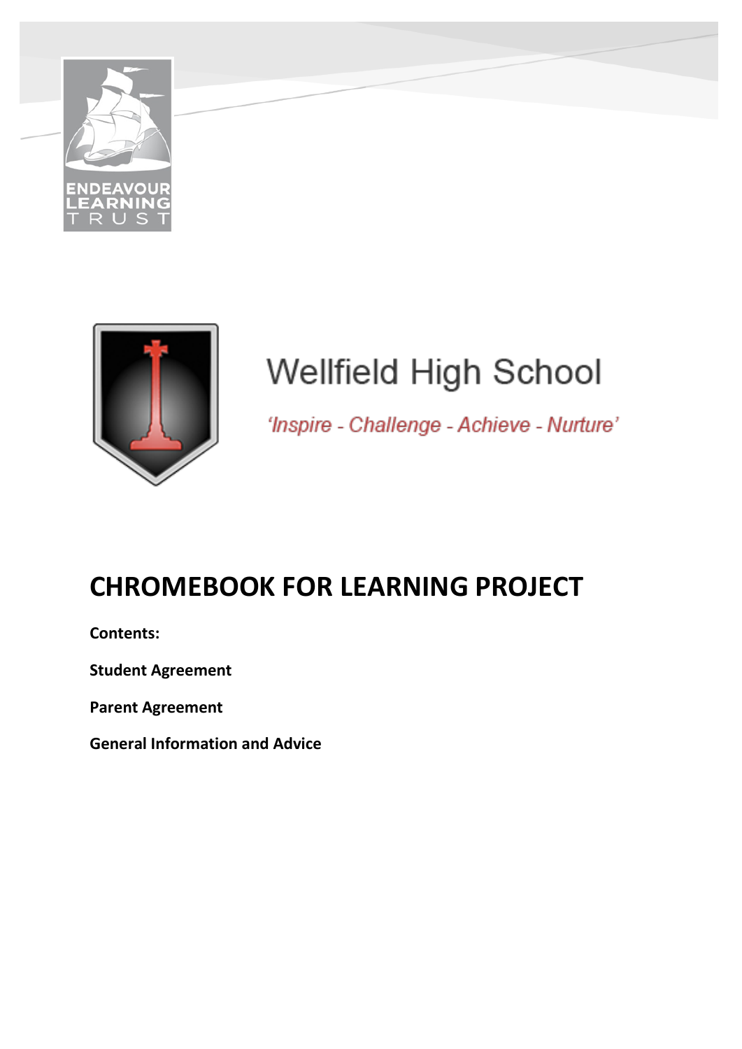ENDEAVOUR LEARNING TRUST

Wellfield High School

*'Inspire - Challenge - Achieve - Nurture'*

# CHROMEBOOK FOR LEARNING PROJECT

**Contents:**

**Student Agreement**

**Parent Agreement**

**General Information and Advice**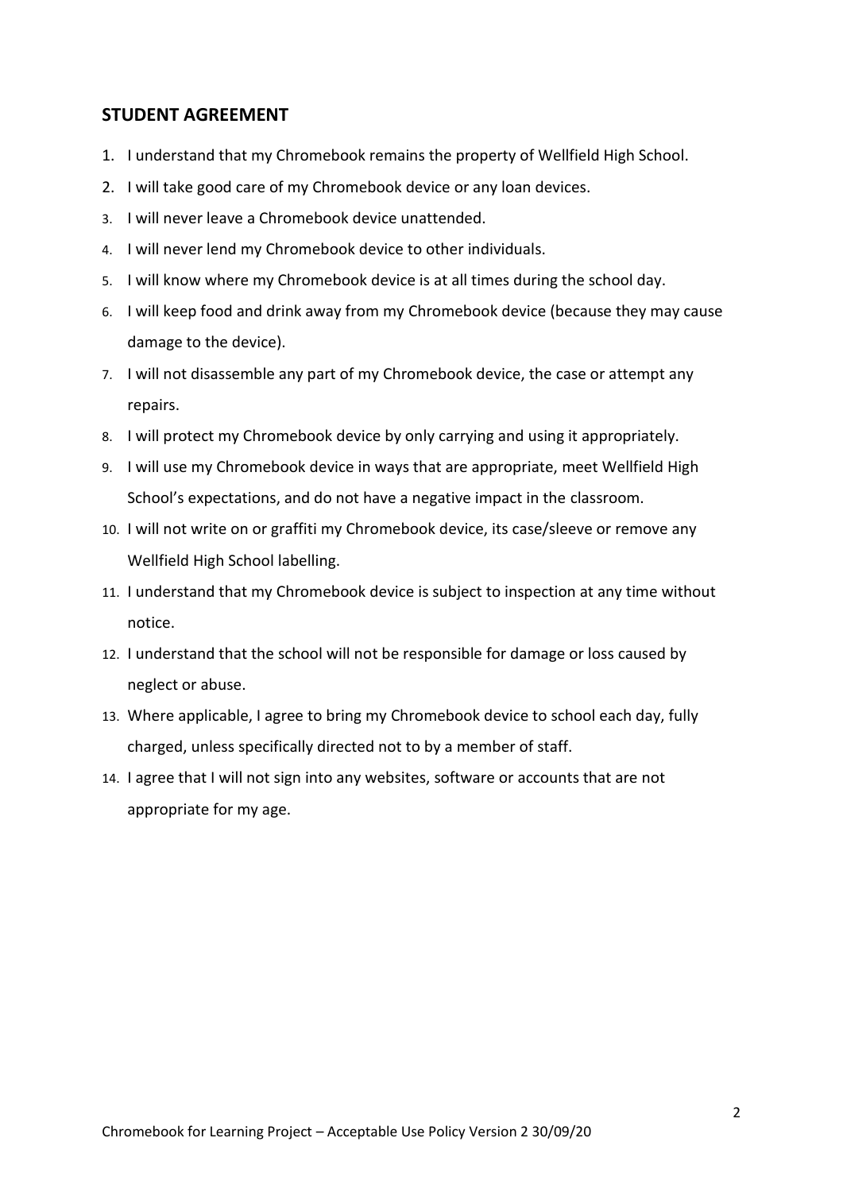## STUDENT AGREEMENT

1. I understand that my Chromebook remains the property of Wellfield High School.
2. I will take good care of my Chromebook device or any loan devices.
3. I will never leave a Chromebook device unattended.
4. I will never lend my Chromebook device to other individuals.
5. I will know where my Chromebook device is at all times during the school day.
6. I will keep food and drink away from my Chromebook device (because they may cause damage to the device).
7. I will not disassemble any part of my Chromebook device, the case or attempt any repairs.
8. I will protect my Chromebook device by only carrying and using it appropriately.
9. I will use my Chromebook device in ways that are appropriate, meet Wellfield High School's expectations, and do not have a negative impact in the classroom.
10. I will not write on or graffiti my Chromebook device, its case/sleeve or remove any Wellfield High School labelling.
11. I understand that my Chromebook device is subject to inspection at any time without notice.
12. I understand that the school will not be responsible for damage or loss caused by neglect or abuse.
13. Where applicable, I agree to bring my Chromebook device to school each day, fully charged, unless specifically directed not to by a member of staff.
14. I agree that I will not sign into any websites, software or accounts that are not appropriate for my age.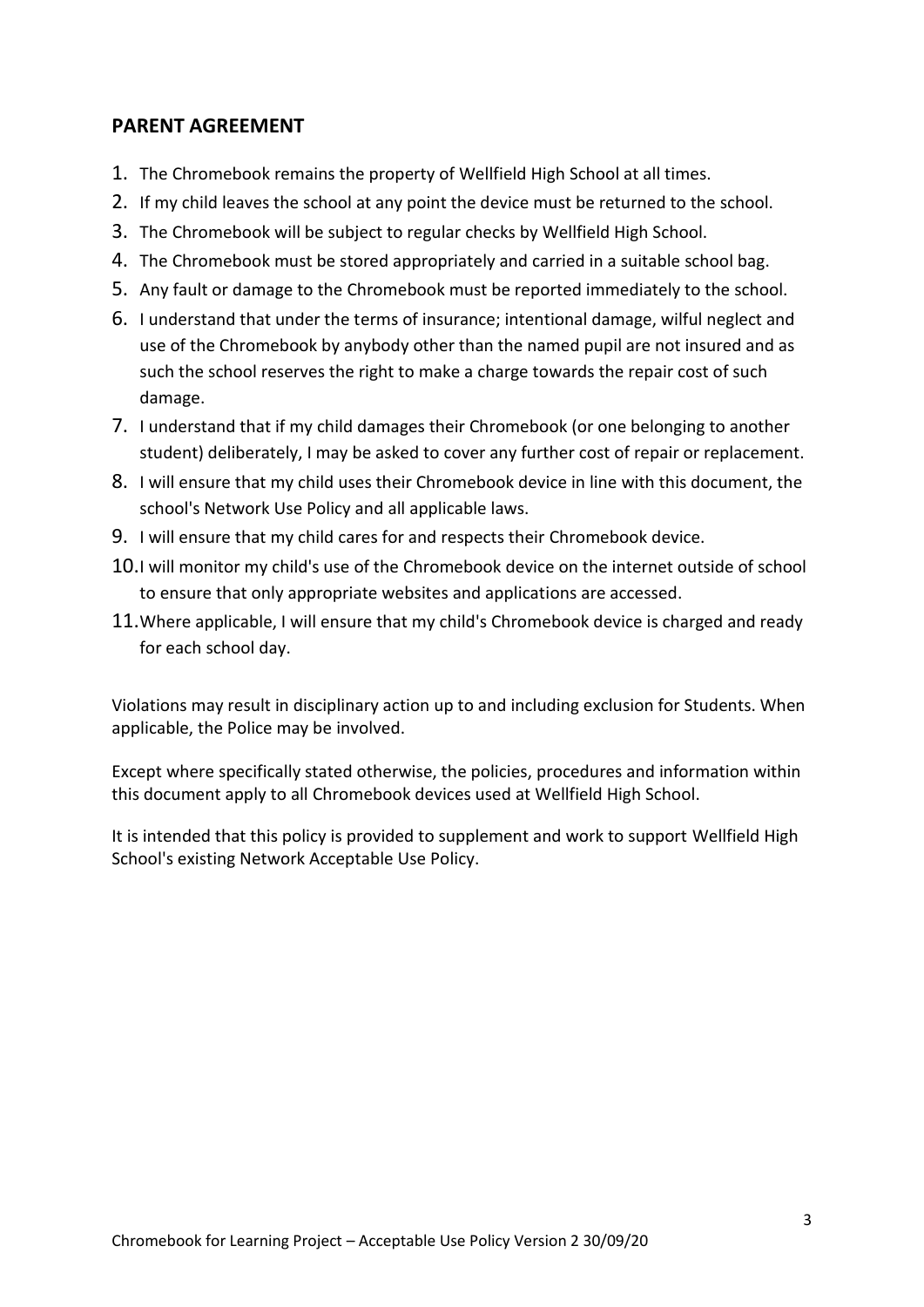## PARENT AGREEMENT

1. The Chromebook remains the property of Wellfield High School at all times.
2. If my child leaves the school at any point the device must be returned to the school.
3. The Chromebook will be subject to regular checks by Wellfield High School.
4. The Chromebook must be stored appropriately and carried in a suitable school bag.
5. Any fault or damage to the Chromebook must be reported immediately to the school.
6. I understand that under the terms of insurance; intentional damage, wilful neglect and use of the Chromebook by anybody other than the named pupil are not insured and as such the school reserves the right to make a charge towards the repair cost of such damage.
7. I understand that if my child damages their Chromebook (or one belonging to another student) deliberately, I may be asked to cover any further cost of repair or replacement.
8. I will ensure that my child uses their Chromebook device in line with this document, the school's Network Use Policy and all applicable laws.
9. I will ensure that my child cares for and respects their Chromebook device.
10. I will monitor my child's use of the Chromebook device on the internet outside of school to ensure that only appropriate websites and applications are accessed.
11. Where applicable, I will ensure that my child's Chromebook device is charged and ready for each school day.

Violations may result in disciplinary action up to and including exclusion for Students. When applicable, the Police may be involved.

Except where specifically stated otherwise, the policies, procedures and information within this document apply to all Chromebook devices used at Wellfield High School.

It is intended that this policy is provided to supplement and work to support Wellfield High School's existing Network Acceptable Use Policy.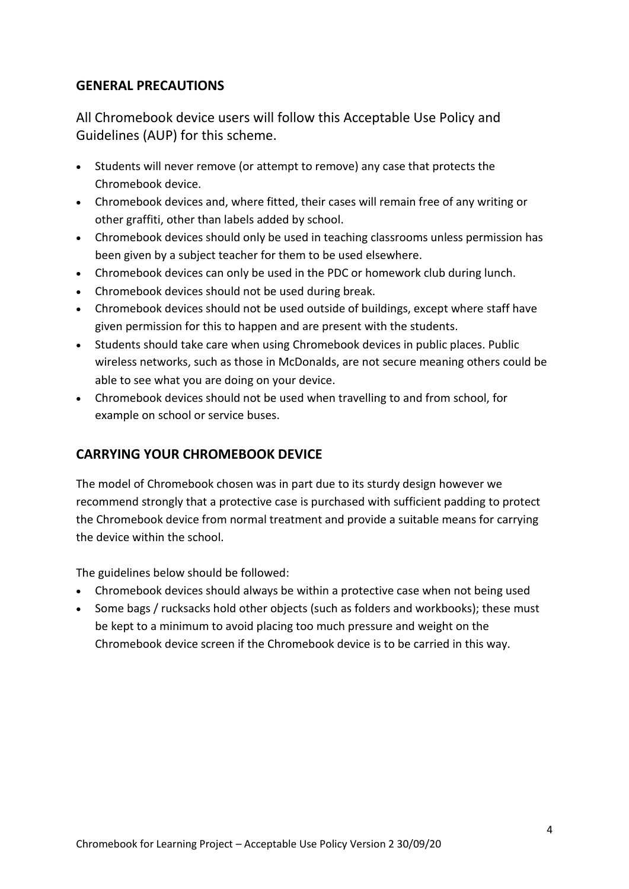## GENERAL PRECAUTIONS

All Chromebook device users will follow this Acceptable Use Policy and Guidelines (AUP) for this scheme.

- Students will never remove (or attempt to remove) any case that protects the Chromebook device.
- Chromebook devices and, where fitted, their cases will remain free of any writing or other graffiti, other than labels added by school.
- Chromebook devices should only be used in teaching classrooms unless permission has been given by a subject teacher for them to be used elsewhere.
- Chromebook devices can only be used in the PDC or homework club during lunch.
- Chromebook devices should not be used during break.
- Chromebook devices should not be used outside of buildings, except where staff have given permission for this to happen and are present with the students.
- Students should take care when using Chromebook devices in public places. Public wireless networks, such as those in McDonalds, are not secure meaning others could be able to see what you are doing on your device.
- Chromebook devices should not be used when travelling to and from school, for example on school or service buses.

## CARRYING YOUR CHROMEBOOK DEVICE

The model of Chromebook chosen was in part due to its sturdy design however we recommend strongly that a protective case is purchased with sufficient padding to protect the Chromebook device from normal treatment and provide a suitable means for carrying the device within the school.

The guidelines below should be followed:

- Chromebook devices should always be within a protective case when not being used
- Some bags / rucksacks hold other objects (such as folders and workbooks); these must be kept to a minimum to avoid placing too much pressure and weight on the Chromebook device screen if the Chromebook device is to be carried in this way.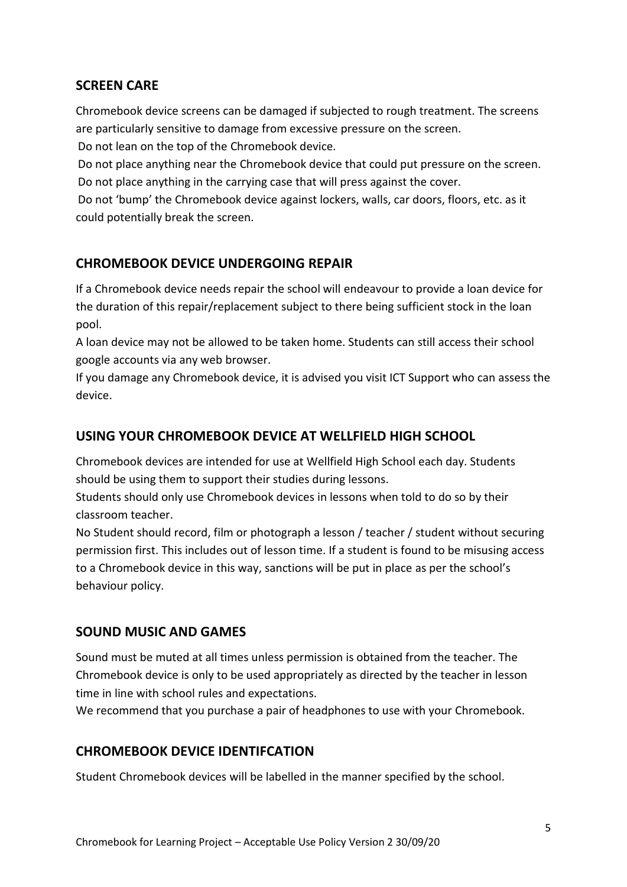## SCREEN CARE

Chromebook device screens can be damaged if subjected to rough treatment. The screens are particularly sensitive to damage from excessive pressure on the screen.

Do not lean on the top of the Chromebook device.

Do not place anything near the Chromebook device that could put pressure on the screen.

Do not place anything in the carrying case that will press against the cover.

Do not 'bump' the Chromebook device against lockers, walls, car doors, floors, etc. as it could potentially break the screen.

## CHROMEBOOK DEVICE UNDERGOING REPAIR

If a Chromebook device needs repair the school will endeavour to provide a loan device for the duration of this repair/replacement subject to there being sufficient stock in the loan pool.

A loan device may not be allowed to be taken home. Students can still access their school google accounts via any web browser.

If you damage any Chromebook device, it is advised you visit ICT Support who can assess the device.

## USING YOUR CHROMEBOOK DEVICE AT WELLFIELD HIGH SCHOOL

Chromebook devices are intended for use at Wellfield High School each day. Students should be using them to support their studies during lessons.

Students should only use Chromebook devices in lessons when told to do so by their classroom teacher.

No Student should record, film or photograph a lesson / teacher / student without securing permission first. This includes out of lesson time. If a student is found to be misusing access to a Chromebook device in this way, sanctions will be put in place as per the school's behaviour policy.

## SOUND MUSIC AND GAMES

Sound must be muted at all times unless permission is obtained from the teacher. The Chromebook device is only to be used appropriately as directed by the teacher in lesson time in line with school rules and expectations.

We recommend that you purchase a pair of headphones to use with your Chromebook.

## CHROMEBOOK DEVICE IDENTIFCATION

Student Chromebook devices will be labelled in the manner specified by the school.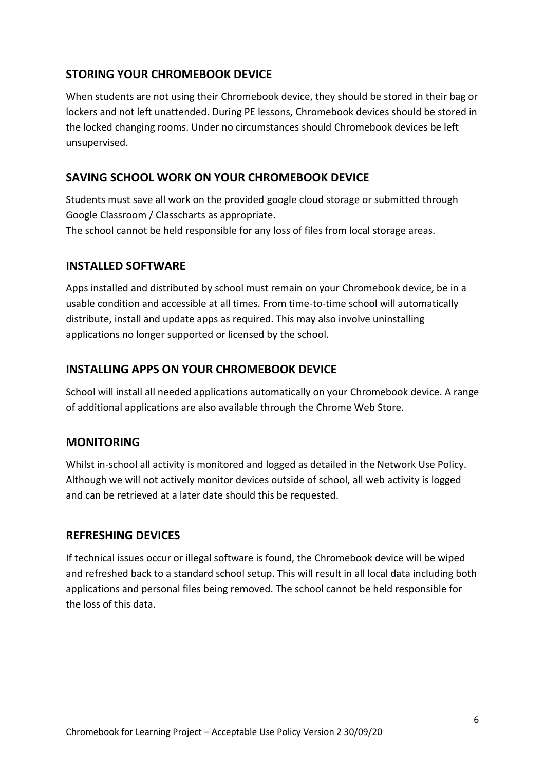## STORING YOUR CHROMEBOOK DEVICE

When students are not using their Chromebook device, they should be stored in their bag or lockers and not left unattended. During PE lessons, Chromebook devices should be stored in the locked changing rooms. Under no circumstances should Chromebook devices be left unsupervised.

## SAVING SCHOOL WORK ON YOUR CHROMEBOOK DEVICE

Students must save all work on the provided google cloud storage or submitted through Google Classroom / Classcharts as appropriate.
The school cannot be held responsible for any loss of files from local storage areas.

## INSTALLED SOFTWARE

Apps installed and distributed by school must remain on your Chromebook device, be in a usable condition and accessible at all times. From time-to-time school will automatically distribute, install and update apps as required. This may also involve uninstalling applications no longer supported or licensed by the school.

## INSTALLING APPS ON YOUR CHROMEBOOK DEVICE

School will install all needed applications automatically on your Chromebook device. A range of additional applications are also available through the Chrome Web Store.

## MONITORING

Whilst in-school all activity is monitored and logged as detailed in the Network Use Policy. Although we will not actively monitor devices outside of school, all web activity is logged and can be retrieved at a later date should this be requested.

## REFRESHING DEVICES

If technical issues occur or illegal software is found, the Chromebook device will be wiped and refreshed back to a standard school setup. This will result in all local data including both applications and personal files being removed. The school cannot be held responsible for the loss of this data.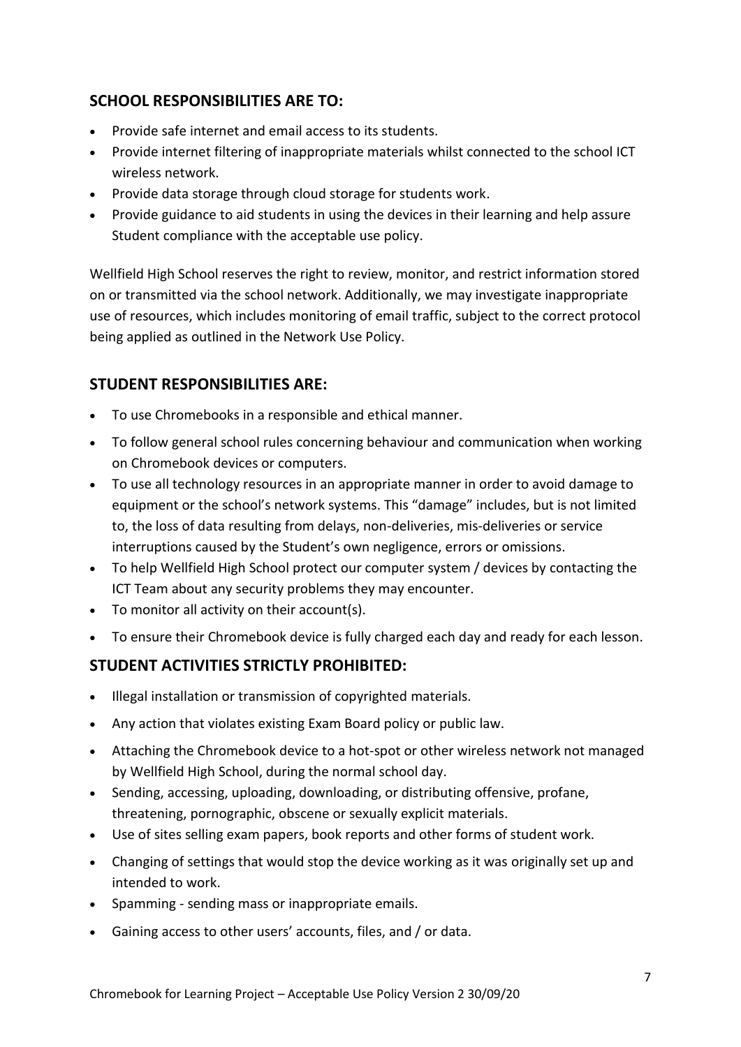## SCHOOL RESPONSIBILITIES ARE TO:

- Provide safe internet and email access to its students.
- Provide internet filtering of inappropriate materials whilst connected to the school ICT wireless network.
- Provide data storage through cloud storage for students work.
- Provide guidance to aid students in using the devices in their learning and help assure Student compliance with the acceptable use policy.

Wellfield High School reserves the right to review, monitor, and restrict information stored on or transmitted via the school network. Additionally, we may investigate inappropriate use of resources, which includes monitoring of email traffic, subject to the correct protocol being applied as outlined in the Network Use Policy.

## STUDENT RESPONSIBILITIES ARE:

- To use Chromebooks in a responsible and ethical manner.
- To follow general school rules concerning behaviour and communication when working on Chromebook devices or computers.
- To use all technology resources in an appropriate manner in order to avoid damage to equipment or the school's network systems. This "damage" includes, but is not limited to, the loss of data resulting from delays, non-deliveries, mis-deliveries or service interruptions caused by the Student's own negligence, errors or omissions.
- To help Wellfield High School protect our computer system / devices by contacting the ICT Team about any security problems they may encounter.
- To monitor all activity on their account(s).
- To ensure their Chromebook device is fully charged each day and ready for each lesson.

## STUDENT ACTIVITIES STRICTLY PROHIBITED:

- Illegal installation or transmission of copyrighted materials.
- Any action that violates existing Exam Board policy or public law.
- Attaching the Chromebook device to a hot-spot or other wireless network not managed by Wellfield High School, during the normal school day.
- Sending, accessing, uploading, downloading, or distributing offensive, profane, threatening, pornographic, obscene or sexually explicit materials.
- Use of sites selling exam papers, book reports and other forms of student work.
- Changing of settings that would stop the device working as it was originally set up and intended to work.
- Spamming - sending mass or inappropriate emails.
- Gaining access to other users' accounts, files, and / or data.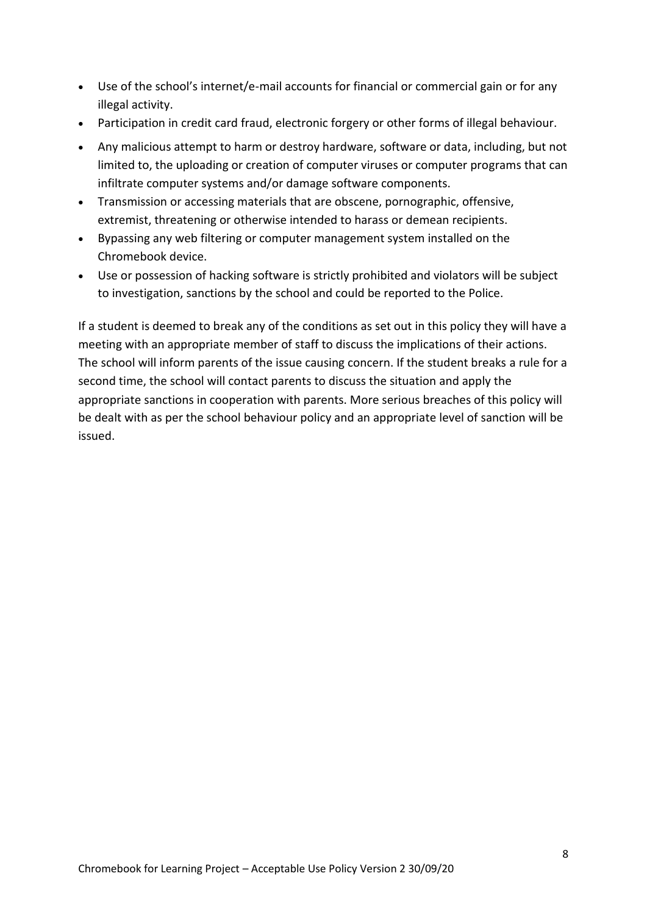- Use of the school's internet/e-mail accounts for financial or commercial gain or for any illegal activity.
- Participation in credit card fraud, electronic forgery or other forms of illegal behaviour.
- Any malicious attempt to harm or destroy hardware, software or data, including, but not limited to, the uploading or creation of computer viruses or computer programs that can infiltrate computer systems and/or damage software components.
- Transmission or accessing materials that are obscene, pornographic, offensive, extremist, threatening or otherwise intended to harass or demean recipients.
- Bypassing any web filtering or computer management system installed on the Chromebook device.
- Use or possession of hacking software is strictly prohibited and violators will be subject to investigation, sanctions by the school and could be reported to the Police.

If a student is deemed to break any of the conditions as set out in this policy they will have a meeting with an appropriate member of staff to discuss the implications of their actions. The school will inform parents of the issue causing concern. If the student breaks a rule for a second time, the school will contact parents to discuss the situation and apply the appropriate sanctions in cooperation with parents. More serious breaches of this policy will be dealt with as per the school behaviour policy and an appropriate level of sanction will be issued.